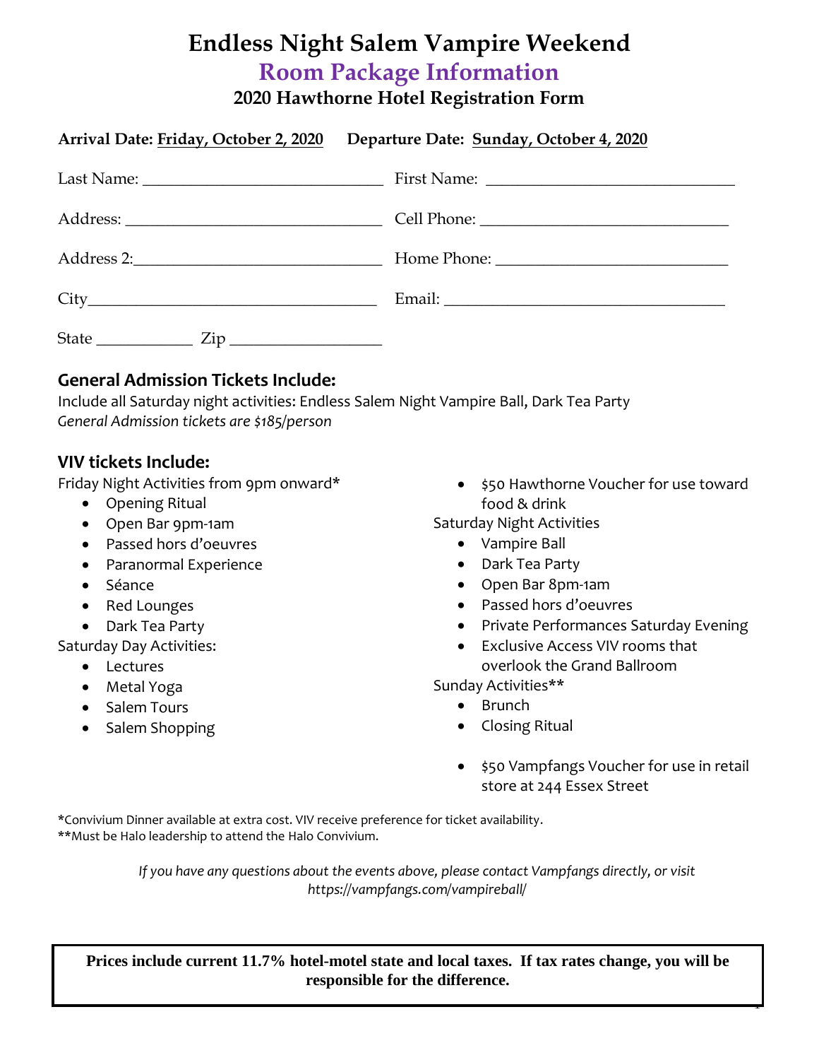# Endless Night Salem Vampire Weekend

## Room Package Information

### 2020 Hawthorne Hotel Registration Form

**Arrival Date: Friday, October 2, 2020** **Departure Date: Sunday, October 4, 2020**

Last Name: ____________________________ First Name: ____________________________

Address: ______________________________ Cell Phone: ____________________________

Address 2: _____________________________ Home Phone: ___________________________

City__________________________________ Email: ________________________________

State ___________ Zip _________________

### General Admission Tickets Include:

Include all Saturday night activities: Endless Salem Night Vampire Ball, Dark Tea Party

*General Admission tickets are $185/person*

### VIV tickets Include:

Friday Night Activities from 9pm onward*

- Opening Ritual
- Open Bar 9pm-1am
- Passed hors d'oeuvres
- Paranormal Experience
- Séance
- Red Lounges
- Dark Tea Party

Saturday Day Activities:

- Lectures
- Metal Yoga
- Salem Tours
- Salem Shopping
- $50 Hawthorne Voucher for use toward food & drink

Saturday Night Activities

- Vampire Ball
- Dark Tea Party
- Open Bar 8pm-1am
- Passed hors d'oeuvres
- Private Performances Saturday Evening
- Exclusive Access VIV rooms that overlook the Grand Ballroom

Sunday Activities**

- Brunch
- Closing Ritual

- $50 Vampfangs Voucher for use in retail store at 244 Essex Street

*Convivium Dinner available at extra cost. VIV receive preference for ticket availability.
**Must be Halo leadership to attend the Halo Convivium.

*If you have any questions about the events above, please contact Vampfangs directly, or visit https://vampfangs.com/vampireball/*

**Prices include current 11.7% hotel-motel state and local taxes. If tax rates change, you will be responsible for the difference.**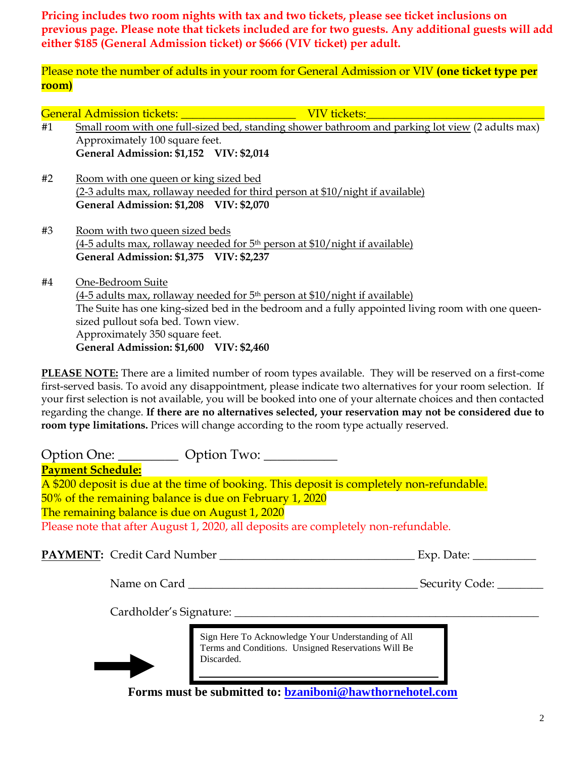**Pricing includes two room nights with tax and two tickets, please see ticket inclusions on previous page. Please note that tickets included are for two guests. Any additional guests will add either $185 (General Admission ticket) or $666 (VIV ticket) per adult.**

Please note the number of adults in your room for General Admission or VIV **(one ticket type per room)**

General Admission tickets: ____________________ VIV tickets: ______________________________

#1 Small room with one full-sized bed, standing shower bathroom and parking lot view (2 adults max)
Approximately 100 square feet.
**General Admission: $1,152 VIV: $2,014**

#2 Room with one queen or king sized bed
(2-3 adults max, rollaway needed for third person at $10/night if available)
**General Admission: $1,208 VIV: $2,070**

#3 Room with two queen sized beds
(4-5 adults max, rollaway needed for 5th person at $10/night if available)
**General Admission: $1,375 VIV: $2,237**

#4 One-Bedroom Suite
(4-5 adults max, rollaway needed for 5th person at $10/night if available)
The Suite has one king-sized bed in the bedroom and a fully appointed living room with one queen-sized pullout sofa bed. Town view.
Approximately 350 square feet.
**General Admission: $1,600 VIV: $2,460**

**PLEASE NOTE:** There are a limited number of room types available. They will be reserved on a first-come first-served basis. To avoid any disappointment, please indicate two alternatives for your room selection. If your first selection is not available, you will be booked into one of your alternate choices and then contacted regarding the change. **If there are no alternatives selected, your reservation may not be considered due to room type limitations.** Prices will change according to the room type actually reserved.

Option One: _________ Option Two: ___________

**Payment Schedule:**

A $200 deposit is due at the time of booking. This deposit is completely non-refundable.
50% of the remaining balance is due on February 1, 2020
The remaining balance is due on August 1, 2020
Please note that after August 1, 2020, all deposits are completely non-refundable.

**PAYMENT:** Credit Card Number _________________________________ Exp. Date: ___________

Name on Card _______________________________________ Security Code: ________

Cardholder's Signature: ______________________________________________________

Sign Here To Acknowledge Your Understanding of All Terms and Conditions. Unsigned Reservations Will Be Discarded.

______________________________

**Forms must be submitted to: bzaniboni@hawthornehotel.com**